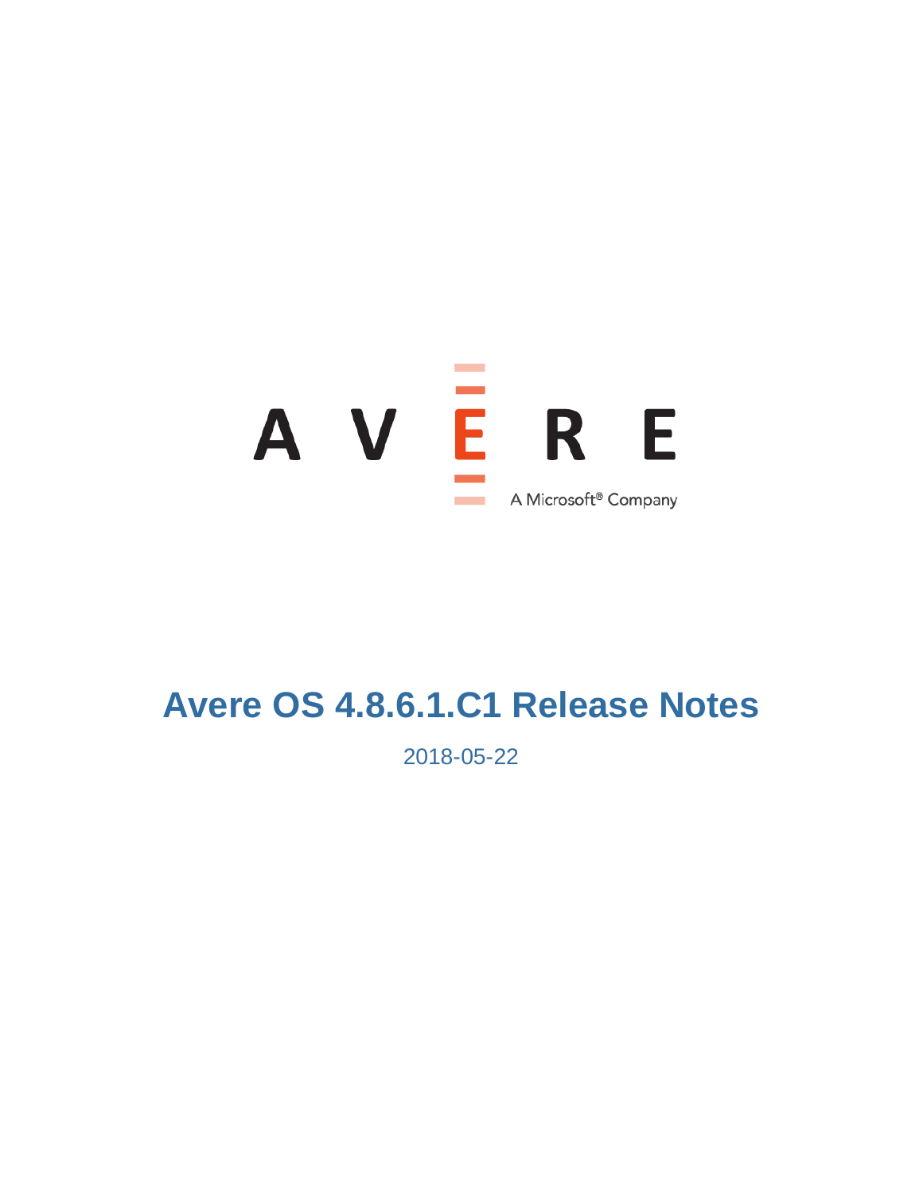AVERE

A Microsoft® Company

# Avere OS 4.8.6.1.C1 Release Notes

2018-05-22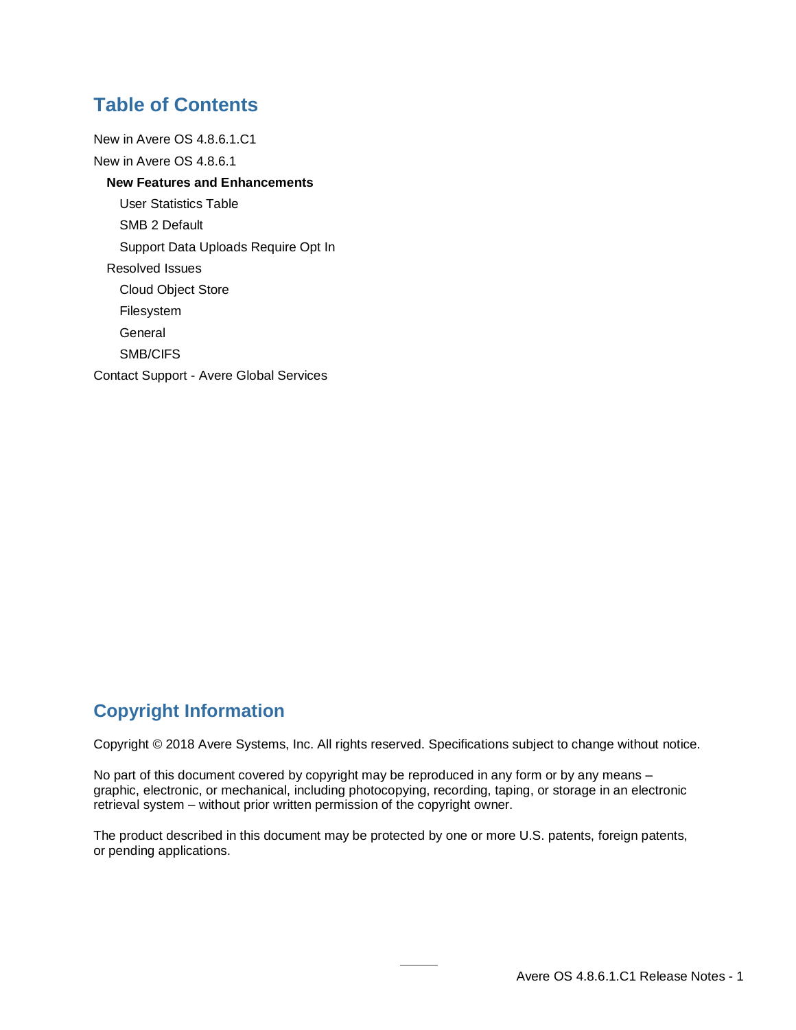## Table of Contents

- New in Avere OS 4.8.6.1.C1
- New in Avere OS 4.8.6.1
  - **New Features and Enhancements**
    - User Statistics Table
    - SMB 2 Default
    - Support Data Uploads Require Opt In
  - Resolved Issues
    - Cloud Object Store
    - Filesystem
    - General
    - SMB/CIFS
- Contact Support - Avere Global Services

## Copyright Information

Copyright © 2018 Avere Systems, Inc. All rights reserved. Specifications subject to change without notice.

No part of this document covered by copyright may be reproduced in any form or by any means – graphic, electronic, or mechanical, including photocopying, recording, taping, or storage in an electronic retrieval system – without prior written permission of the copyright owner.

The product described in this document may be protected by one or more U.S. patents, foreign patents, or pending applications.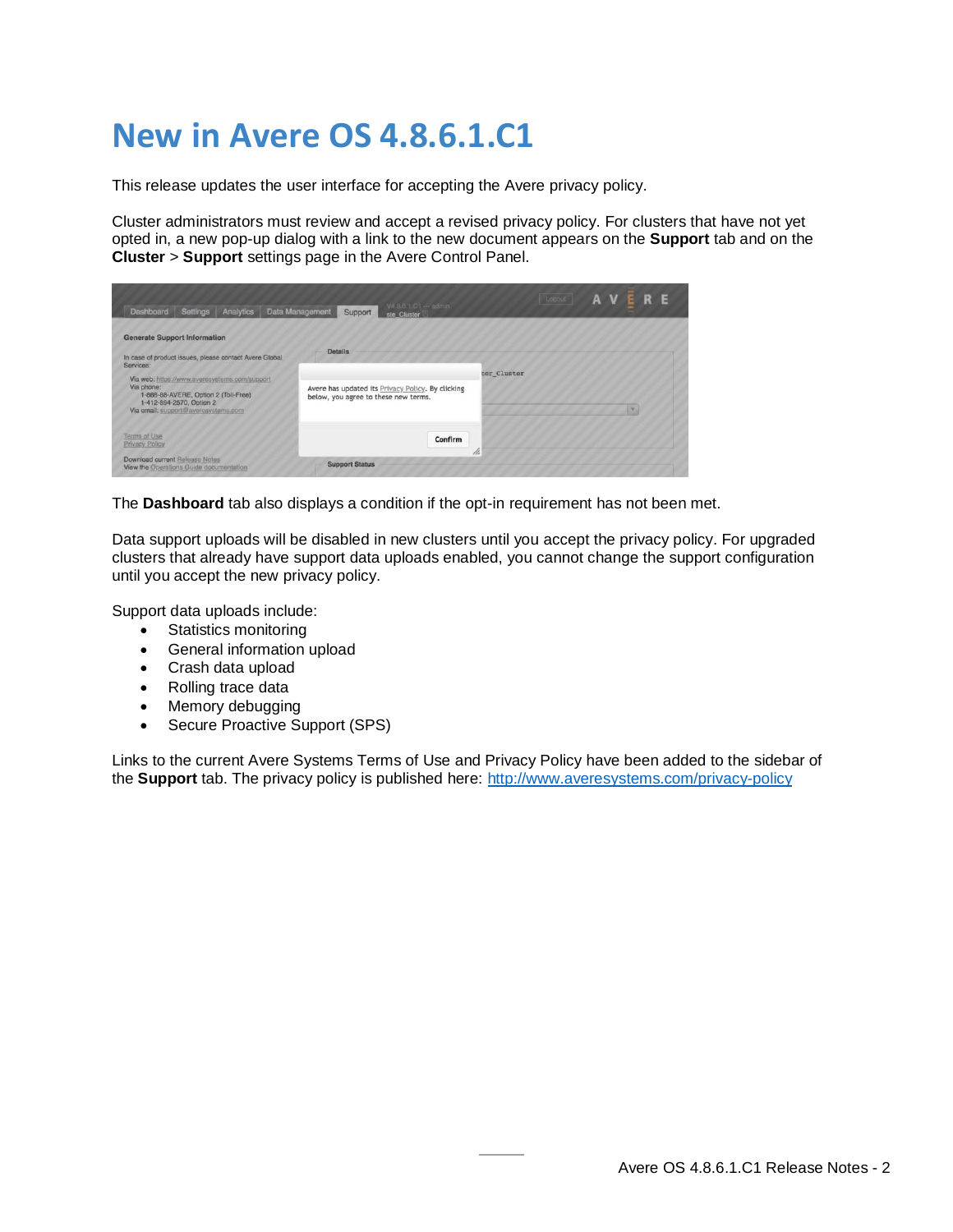# New in Avere OS 4.8.6.1.C1

This release updates the user interface for accepting the Avere privacy policy.

Cluster administrators must review and accept a revised privacy policy. For clusters that have not yet opted in, a new pop-up dialog with a link to the new document appears on the **Support** tab and on the **Cluster** > **Support** settings page in the Avere Control Panel.

The **Dashboard** tab also displays a condition if the opt-in requirement has not been met.

Data support uploads will be disabled in new clusters until you accept the privacy policy. For upgraded clusters that already have support data uploads enabled, you cannot change the support configuration until you accept the new privacy policy.

Support data uploads include:

- Statistics monitoring
- General information upload
- Crash data upload
- Rolling trace data
- Memory debugging
- Secure Proactive Support (SPS)

Links to the current Avere Systems Terms of Use and Privacy Policy have been added to the sidebar of the **Support** tab. The privacy policy is published here: http://www.averesystems.com/privacy-policy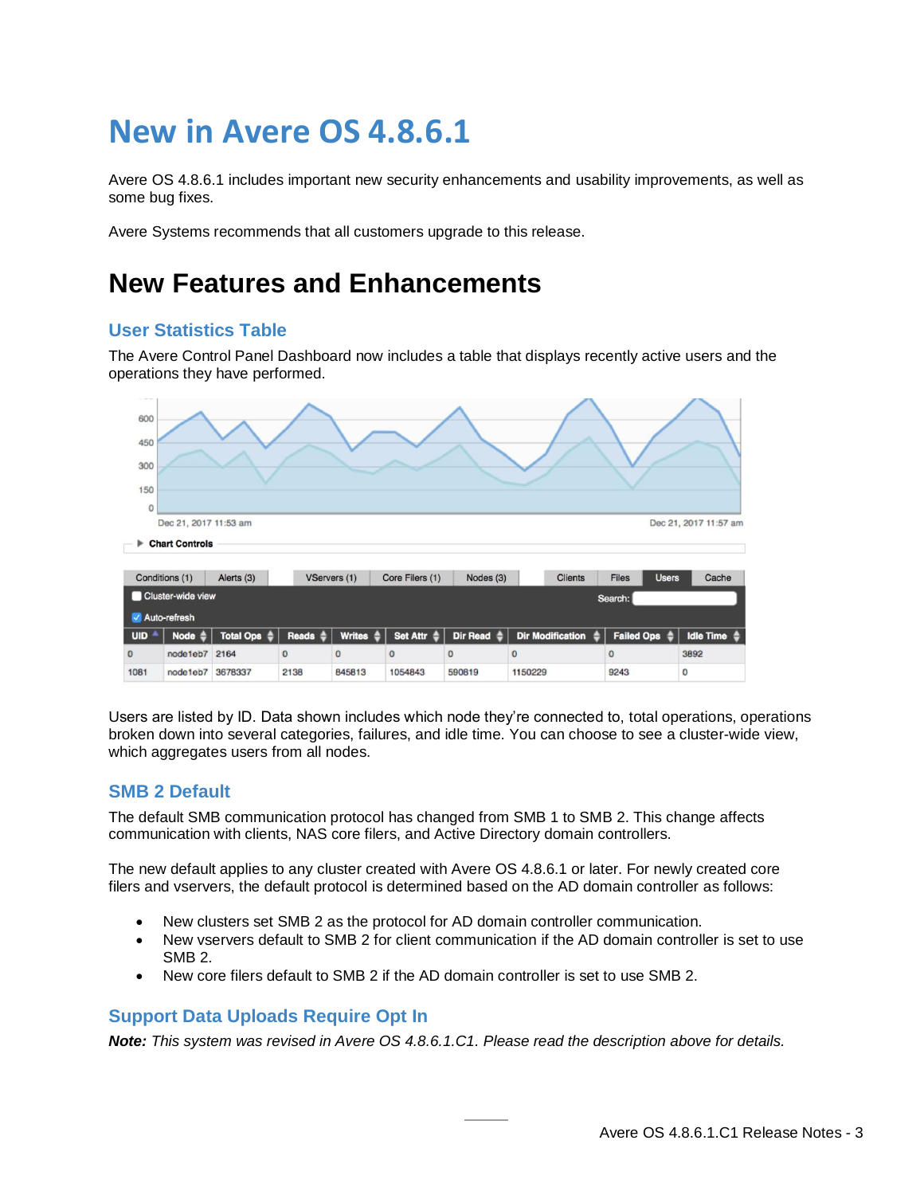# New in Avere OS 4.8.6.1

Avere OS 4.8.6.1 includes important new security enhancements and usability improvements, as well as some bug fixes.

Avere Systems recommends that all customers upgrade to this release.

# New Features and Enhancements

## User Statistics Table

The Avere Control Panel Dashboard now includes a table that displays recently active users and the operations they have performed.

| UID | Node | Total Ops | Reads | Writes | Set Attr | Dir Read | Dir Modification | Failed Ops | Idle Time |
|---|---|---|---|---|---|---|---|---|---|
| 0 | node1eb7 | 2164 | 0 | 0 | 0 | 0 | 0 | 0 | 3892 |
| 1081 | node1eb7 | 3678337 | 2138 | 845813 | 1054843 | 590819 | 1150229 | 9243 | 0 |

Users are listed by ID. Data shown includes which node they're connected to, total operations, operations broken down into several categories, failures, and idle time. You can choose to see a cluster-wide view, which aggregates users from all nodes.

## SMB 2 Default

The default SMB communication protocol has changed from SMB 1 to SMB 2. This change affects communication with clients, NAS core filers, and Active Directory domain controllers.

The new default applies to any cluster created with Avere OS 4.8.6.1 or later. For newly created core filers and vservers, the default protocol is determined based on the AD domain controller as follows:

- New clusters set SMB 2 as the protocol for AD domain controller communication.
- New vservers default to SMB 2 for client communication if the AD domain controller is set to use SMB 2.
- New core filers default to SMB 2 if the AD domain controller is set to use SMB 2.

## Support Data Uploads Require Opt In

***Note:*** *This system was revised in Avere OS 4.8.6.1.C1. Please read the description above for details.*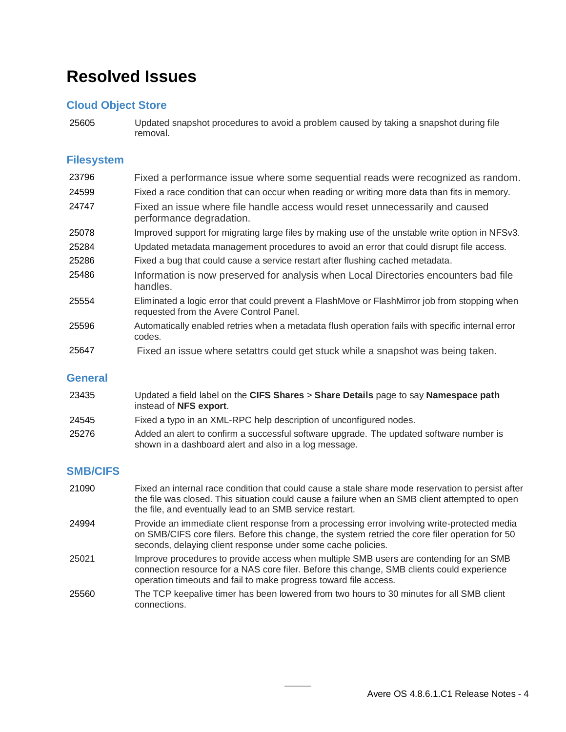# Resolved Issues

## Cloud Object Store

| | |
|---|---|
| 25605 | Updated snapshot procedures to avoid a problem caused by taking a snapshot during file removal. |

## Filesystem

| | |
|---|---|
| 23796 | Fixed a performance issue where some sequential reads were recognized as random. |
| 24599 | Fixed a race condition that can occur when reading or writing more data than fits in memory. |
| 24747 | Fixed an issue where file handle access would reset unnecessarily and caused performance degradation. |
| 25078 | Improved support for migrating large files by making use of the unstable write option in NFSv3. |
| 25284 | Updated metadata management procedures to avoid an error that could disrupt file access. |
| 25286 | Fixed a bug that could cause a service restart after flushing cached metadata. |
| 25486 | Information is now preserved for analysis when Local Directories encounters bad file handles. |
| 25554 | Eliminated a logic error that could prevent a FlashMove or FlashMirror job from stopping when requested from the Avere Control Panel. |
| 25596 | Automatically enabled retries when a metadata flush operation fails with specific internal error codes. |
| 25647 | Fixed an issue where setattrs could get stuck while a snapshot was being taken. |

## General

| | |
|---|---|
| 23435 | Updated a field label on the **CIFS Shares** > **Share Details** page to say **Namespace path** instead of **NFS export**. |
| 24545 | Fixed a typo in an XML-RPC help description of unconfigured nodes. |
| 25276 | Added an alert to confirm a successful software upgrade. The updated software number is shown in a dashboard alert and also in a log message. |

## SMB/CIFS

| | |
|---|---|
| 21090 | Fixed an internal race condition that could cause a stale share mode reservation to persist after the file was closed. This situation could cause a failure when an SMB client attempted to open the file, and eventually lead to an SMB service restart. |
| 24994 | Provide an immediate client response from a processing error involving write-protected media on SMB/CIFS core filers. Before this change, the system retried the core filer operation for 50 seconds, delaying client response under some cache policies. |
| 25021 | Improve procedures to provide access when multiple SMB users are contending for an SMB connection resource for a NAS core filer. Before this change, SMB clients could experience operation timeouts and fail to make progress toward file access. |
| 25560 | The TCP keepalive timer has been lowered from two hours to 30 minutes for all SMB client connections. |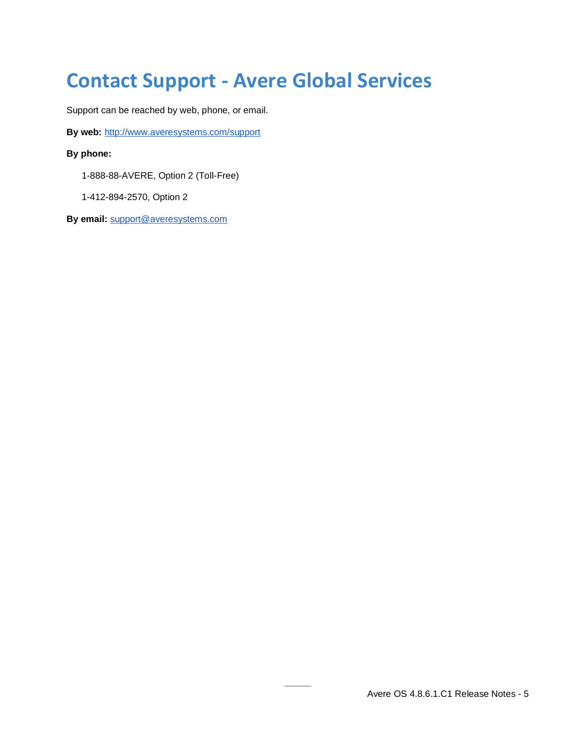# Contact Support - Avere Global Services

Support can be reached by web, phone, or email.

**By web:** http://www.averesystems.com/support

**By phone:**

1-888-88-AVERE, Option 2 (Toll-Free)

1-412-894-2570, Option 2

**By email:** support@averesystems.com